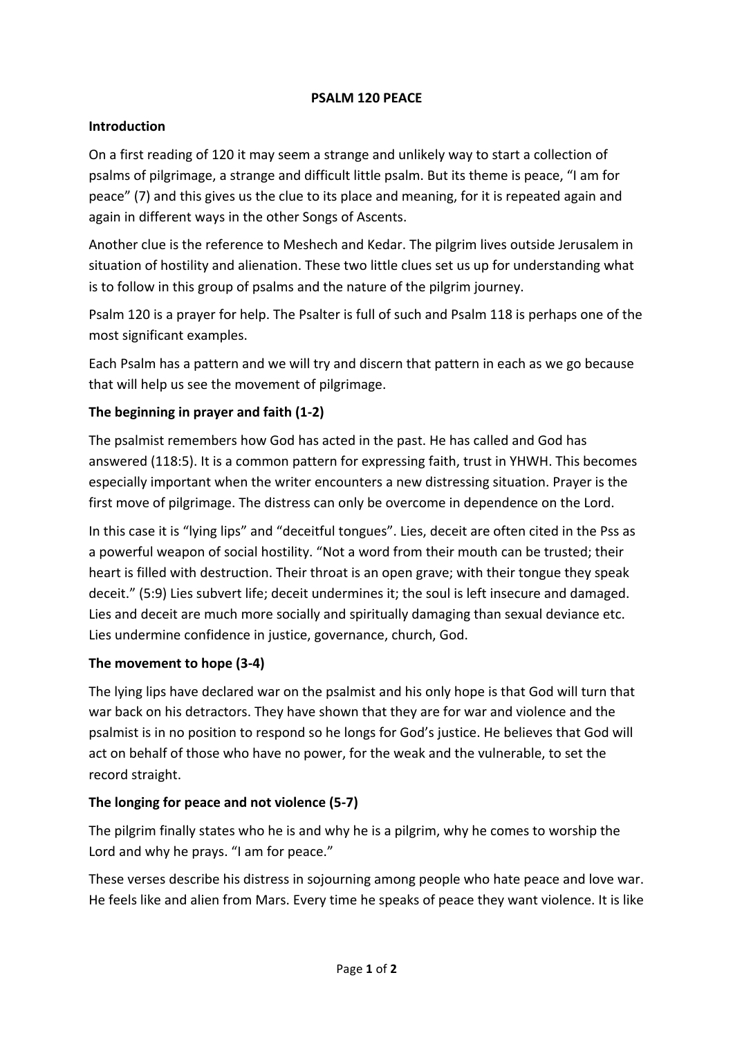# PSALM 120 PEACE

## Introduction

On a first reading of 120 it may seem a strange and unlikely way to start a collection of psalms of pilgrimage, a strange and difficult little psalm. But its theme is peace, "I am for peace" (7) and this gives us the clue to its place and meaning, for it is repeated again and again in different ways in the other Songs of Ascents.

Another clue is the reference to Meshech and Kedar. The pilgrim lives outside Jerusalem in situation of hostility and alienation. These two little clues set us up for understanding what is to follow in this group of psalms and the nature of the pilgrim journey.

Psalm 120 is a prayer for help. The Psalter is full of such and Psalm 118 is perhaps one of the most significant examples.

Each Psalm has a pattern and we will try and discern that pattern in each as we go because that will help us see the movement of pilgrimage.

## The beginning in prayer and faith (1-2)

The psalmist remembers how God has acted in the past. He has called and God has answered (118:5). It is a common pattern for expressing faith, trust in YHWH. This becomes especially important when the writer encounters a new distressing situation. Prayer is the first move of pilgrimage. The distress can only be overcome in dependence on the Lord.

In this case it is "lying lips" and "deceitful tongues". Lies, deceit are often cited in the Pss as a powerful weapon of social hostility. "Not a word from their mouth can be trusted; their heart is filled with destruction. Their throat is an open grave; with their tongue they speak deceit." (5:9) Lies subvert life; deceit undermines it; the soul is left insecure and damaged. Lies and deceit are much more socially and spiritually damaging than sexual deviance etc. Lies undermine confidence in justice, governance, church, God.

## The movement to hope (3-4)

The lying lips have declared war on the psalmist and his only hope is that God will turn that war back on his detractors. They have shown that they are for war and violence and the psalmist is in no position to respond so he longs for God's justice. He believes that God will act on behalf of those who have no power, for the weak and the vulnerable, to set the record straight.

## The longing for peace and not violence (5-7)

The pilgrim finally states who he is and why he is a pilgrim, why he comes to worship the Lord and why he prays. "I am for peace."

These verses describe his distress in sojourning among people who hate peace and love war. He feels like and alien from Mars. Every time he speaks of peace they want violence. It is like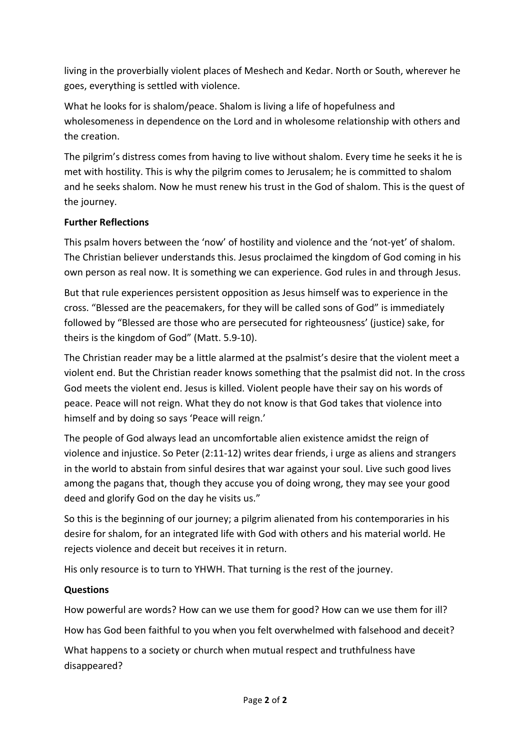living in the proverbially violent places of Meshech and Kedar. North or South, wherever he goes, everything is settled with violence.

What he looks for is shalom/peace. Shalom is living a life of hopefulness and wholesomeness in dependence on the Lord and in wholesome relationship with others and the creation.

The pilgrim's distress comes from having to live without shalom. Every time he seeks it he is met with hostility. This is why the pilgrim comes to Jerusalem; he is committed to shalom and he seeks shalom. Now he must renew his trust in the God of shalom. This is the quest of the journey.

**Further Reflections**

This psalm hovers between the 'now' of hostility and violence and the 'not-yet' of shalom. The Christian believer understands this. Jesus proclaimed the kingdom of God coming in his own person as real now. It is something we can experience. God rules in and through Jesus.

But that rule experiences persistent opposition as Jesus himself was to experience in the cross. "Blessed are the peacemakers, for they will be called sons of God" is immediately followed by "Blessed are those who are persecuted for righteousness' (justice) sake, for theirs is the kingdom of God" (Matt. 5.9-10).

The Christian reader may be a little alarmed at the psalmist's desire that the violent meet a violent end. But the Christian reader knows something that the psalmist did not. In the cross God meets the violent end. Jesus is killed. Violent people have their say on his words of peace. Peace will not reign. What they do not know is that God takes that violence into himself and by doing so says 'Peace will reign.'

The people of God always lead an uncomfortable alien existence amidst the reign of violence and injustice. So Peter (2:11-12) writes dear friends, i urge as aliens and strangers in the world to abstain from sinful desires that war against your soul. Live such good lives among the pagans that, though they accuse you of doing wrong, they may see your good deed and glorify God on the day he visits us."

So this is the beginning of our journey; a pilgrim alienated from his contemporaries in his desire for shalom, for an integrated life with God with others and his material world. He rejects violence and deceit but receives it in return.

His only resource is to turn to YHWH. That turning is the rest of the journey.

**Questions**

How powerful are words? How can we use them for good? How can we use them for ill?

How has God been faithful to you when you felt overwhelmed with falsehood and deceit?

What happens to a society or church when mutual respect and truthfulness have disappeared?